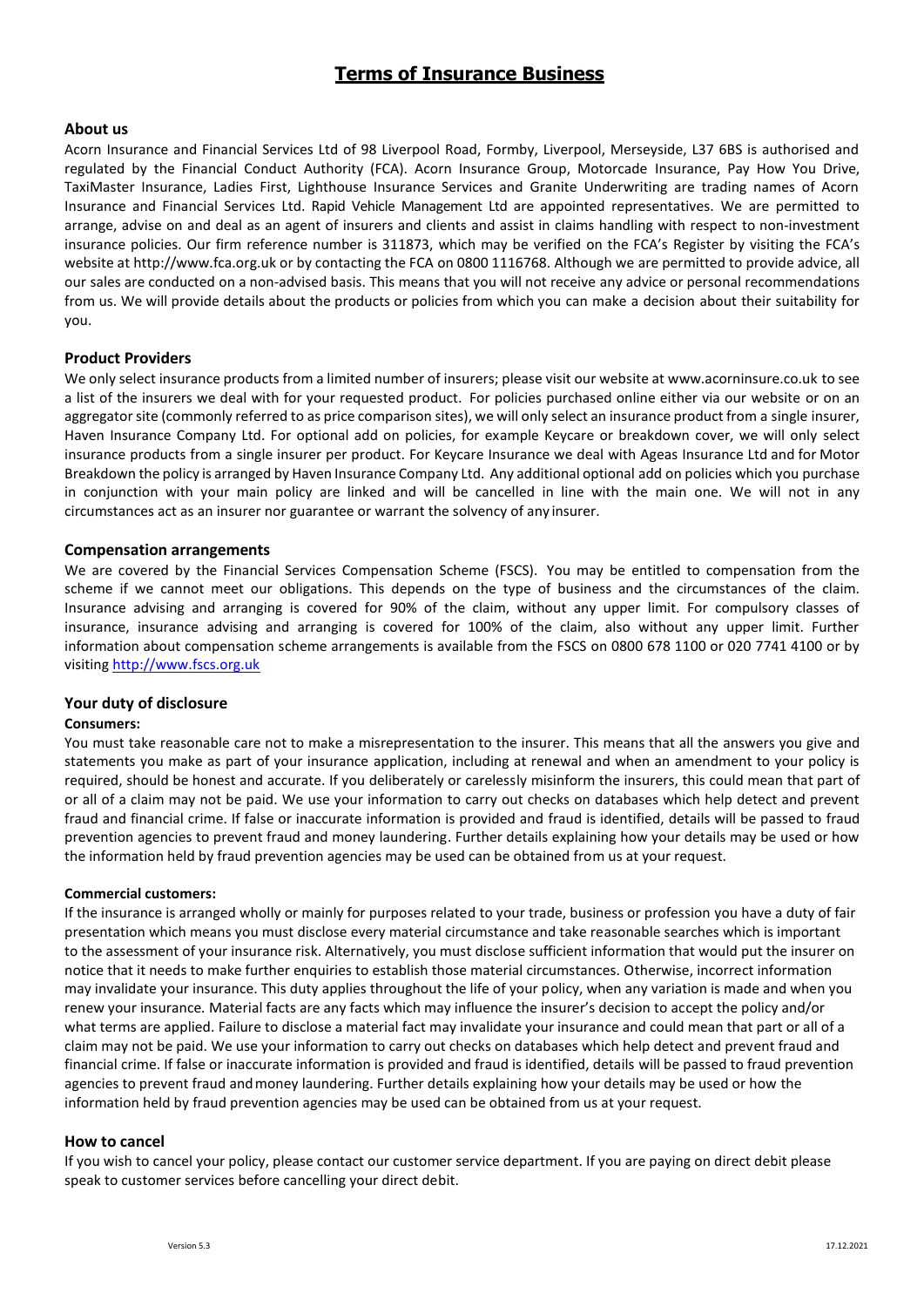# Terms of Insurance Business

## About us

Acorn Insurance and Financial Services Ltd of 98 Liverpool Road, Formby, Liverpool, Merseyside, L37 6BS is authorised and regulated by the Financial Conduct Authority (FCA). Acorn Insurance Group, Motorcade Insurance, Pay How You Drive, TaxiMaster Insurance, Ladies First, Lighthouse Insurance Services and Granite Underwriting are trading names of Acorn Insurance and Financial Services Ltd. Rapid Vehicle Management Ltd are appointed representatives. We are permitted to arrange, advise on and deal as an agent of insurers and clients and assist in claims handling with respect to non-investment insurance policies. Our firm reference number is 311873, which may be verified on the FCA's Register by visiting the FCA's website at http://www.fca.org.uk or by contacting the FCA on 0800 1116768. Although we are permitted to provide advice, all our sales are conducted on a non-advised basis. This means that you will not receive any advice or personal recommendations from us. We will provide details about the products or policies from which you can make a decision about their suitability for you.

## Product Providers

We only select insurance products from a limited number of insurers; please visit our website at www.acorninsure.co.uk to see a list of the insurers we deal with for your requested product. For policies purchased online either via our website or on an aggregator site (commonly referred to as price comparison sites), we will only select an insurance product from a single insurer, Haven Insurance Company Ltd. For optional add on policies, for example Keycare or breakdown cover, we will only select insurance products from a single insurer per product. For Keycare Insurance we deal with Ageas Insurance Ltd and for Motor Breakdown the policy is arranged by Haven Insurance Company Ltd. Any additional optional add on policies which you purchase in conjunction with your main policy are linked and will be cancelled in line with the main one. We will not in any circumstances act as an insurer nor guarantee or warrant the solvency of any insurer.

## Compensation arrangements

We are covered by the Financial Services Compensation Scheme (FSCS). You may be entitled to compensation from the scheme if we cannot meet our obligations. This depends on the type of business and the circumstances of the claim. Insurance advising and arranging is covered for 90% of the claim, without any upper limit. For compulsory classes of insurance, insurance advising and arranging is covered for 100% of the claim, also without any upper limit. Further information about compensation scheme arrangements is available from the FSCS on 0800 678 1100 or 020 7741 4100 or by visiting [http://www.fscs.org.uk](http://www.fscs.org.uk)

## Your duty of disclosure

### Consumers:

You must take reasonable care not to make a misrepresentation to the insurer. This means that all the answers you give and statements you make as part of your insurance application, including at renewal and when an amendment to your policy is required, should be honest and accurate. If you deliberately or carelessly misinform the insurers, this could mean that part of or all of a claim may not be paid. We use your information to carry out checks on databases which help detect and prevent fraud and financial crime. If false or inaccurate information is provided and fraud is identified, details will be passed to fraud prevention agencies to prevent fraud and money laundering. Further details explaining how your details may be used or how the information held by fraud prevention agencies may be used can be obtained from us at your request.

### Commercial customers:

If the insurance is arranged wholly or mainly for purposes related to your trade, business or profession you have a duty of fair presentation which means you must disclose every material circumstance and take reasonable searches which is important to the assessment of your insurance risk. Alternatively, you must disclose sufficient information that would put the insurer on notice that it needs to make further enquiries to establish those material circumstances. Otherwise, incorrect information may invalidate your insurance. This duty applies throughout the life of your policy, when any variation is made and when you renew your insurance. Material facts are any facts which may influence the insurer's decision to accept the policy and/or what terms are applied. Failure to disclose a material fact may invalidate your insurance and could mean that part or all of a claim may not be paid. We use your information to carry out checks on databases which help detect and prevent fraud and financial crime. If false or inaccurate information is provided and fraud is identified, details will be passed to fraud prevention agencies to prevent fraud and money laundering. Further details explaining how your details may be used or how the information held by fraud prevention agencies may be used can be obtained from us at your request.

## How to cancel

If you wish to cancel your policy, please contact our customer service department. If you are paying on direct debit please speak to customer services before cancelling your direct debit.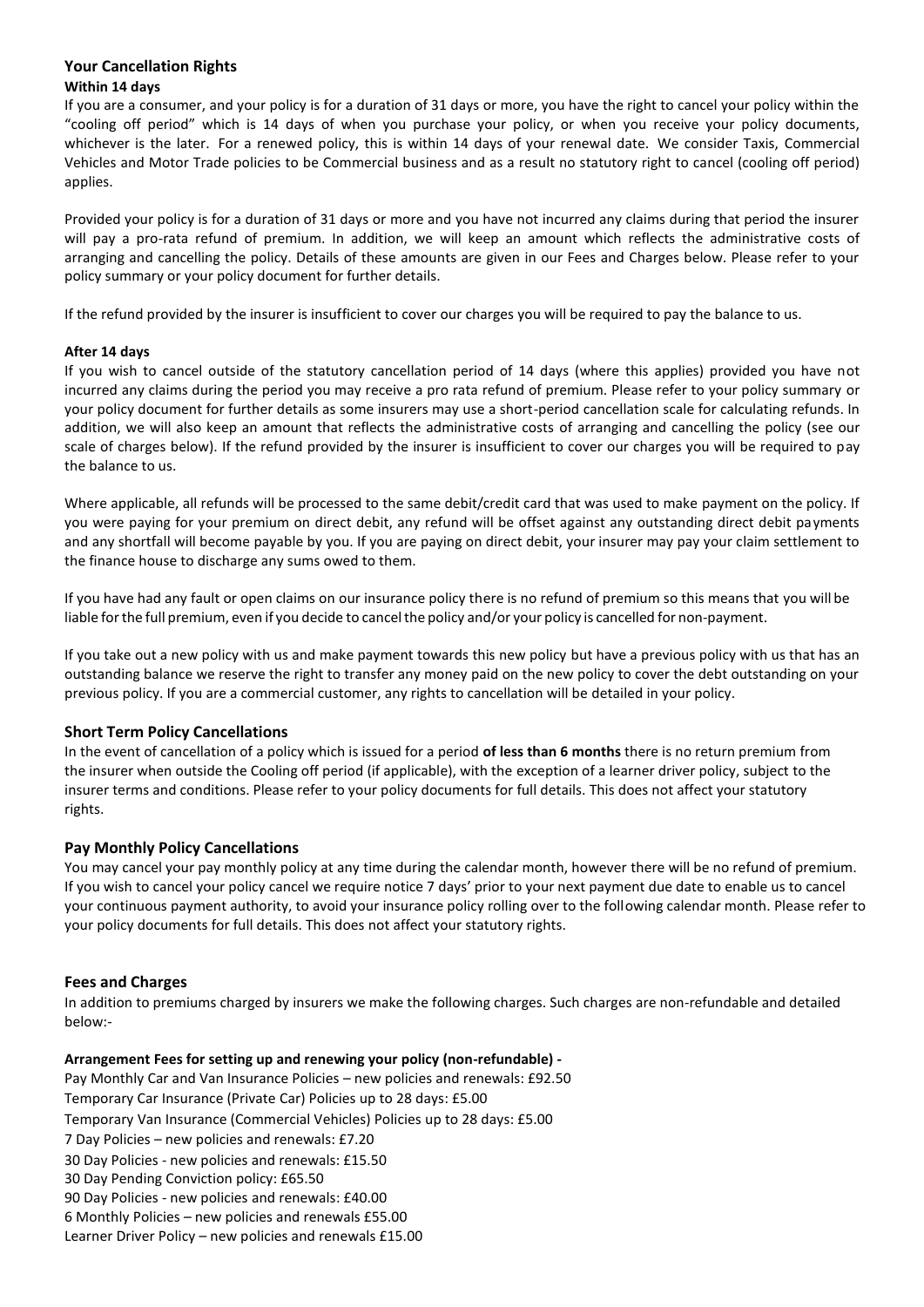## Your Cancellation Rights

### Within 14 days

If you are a consumer, and your policy is for a duration of 31 days or more, you have the right to cancel your policy within the "cooling off period" which is 14 days of when you purchase your policy, or when you receive your policy documents, whichever is the later. For a renewed policy, this is within 14 days of your renewal date. We consider Taxis, Commercial Vehicles and Motor Trade policies to be Commercial business and as a result no statutory right to cancel (cooling off period) applies.

Provided your policy is for a duration of 31 days or more and you have not incurred any claims during that period the insurer will pay a pro-rata refund of premium. In addition, we will keep an amount which reflects the administrative costs of arranging and cancelling the policy. Details of these amounts are given in our Fees and Charges below. Please refer to your policy summary or your policy document for further details.

If the refund provided by the insurer is insufficient to cover our charges you will be required to pay the balance to us.

### After 14 days

If you wish to cancel outside of the statutory cancellation period of 14 days (where this applies) provided you have not incurred any claims during the period you may receive a pro rata refund of premium. Please refer to your policy summary or your policy document for further details as some insurers may use a short-period cancellation scale for calculating refunds. In addition, we will also keep an amount that reflects the administrative costs of arranging and cancelling the policy (see our scale of charges below). If the refund provided by the insurer is insufficient to cover our charges you will be required to pay the balance to us.

Where applicable, all refunds will be processed to the same debit/credit card that was used to make payment on the policy. If you were paying for your premium on direct debit, any refund will be offset against any outstanding direct debit payments and any shortfall will become payable by you. If you are paying on direct debit, your insurer may pay your claim settlement to the finance house to discharge any sums owed to them.

If you have had any fault or open claims on our insurance policy there is no refund of premium so this means that you will be liable for the full premium, even if you decide to cancel the policy and/or your policy is cancelled for non-payment.

If you take out a new policy with us and make payment towards this new policy but have a previous policy with us that has an outstanding balance we reserve the right to transfer any money paid on the new policy to cover the debt outstanding on your previous policy. If you are a commercial customer, any rights to cancellation will be detailed in your policy.

## Short Term Policy Cancellations

In the event of cancellation of a policy which is issued for a period **of less than 6 months** there is no return premium from the insurer when outside the Cooling off period (if applicable), with the exception of a learner driver policy, subject to the insurer terms and conditions. Please refer to your policy documents for full details. This does not affect your statutory rights.

## Pay Monthly Policy Cancellations

You may cancel your pay monthly policy at any time during the calendar month, however there will be no refund of premium. If you wish to cancel your policy cancel we require notice 7 days' prior to your next payment due date to enable us to cancel your continuous payment authority, to avoid your insurance policy rolling over to the following calendar month. Please refer to your policy documents for full details. This does not affect your statutory rights.

## Fees and Charges

In addition to premiums charged by insurers we make the following charges. Such charges are non-refundable and detailed below:-

**Arrangement Fees for setting up and renewing your policy (non-refundable) -**

Pay Monthly Car and Van Insurance Policies – new policies and renewals: £92.50
Temporary Car Insurance (Private Car) Policies up to 28 days: £5.00
Temporary Van Insurance (Commercial Vehicles) Policies up to 28 days: £5.00
7 Day Policies – new policies and renewals: £7.20
30 Day Policies - new policies and renewals: £15.50
30 Day Pending Conviction policy: £65.50
90 Day Policies - new policies and renewals: £40.00
6 Monthly Policies – new policies and renewals £55.00
Learner Driver Policy – new policies and renewals £15.00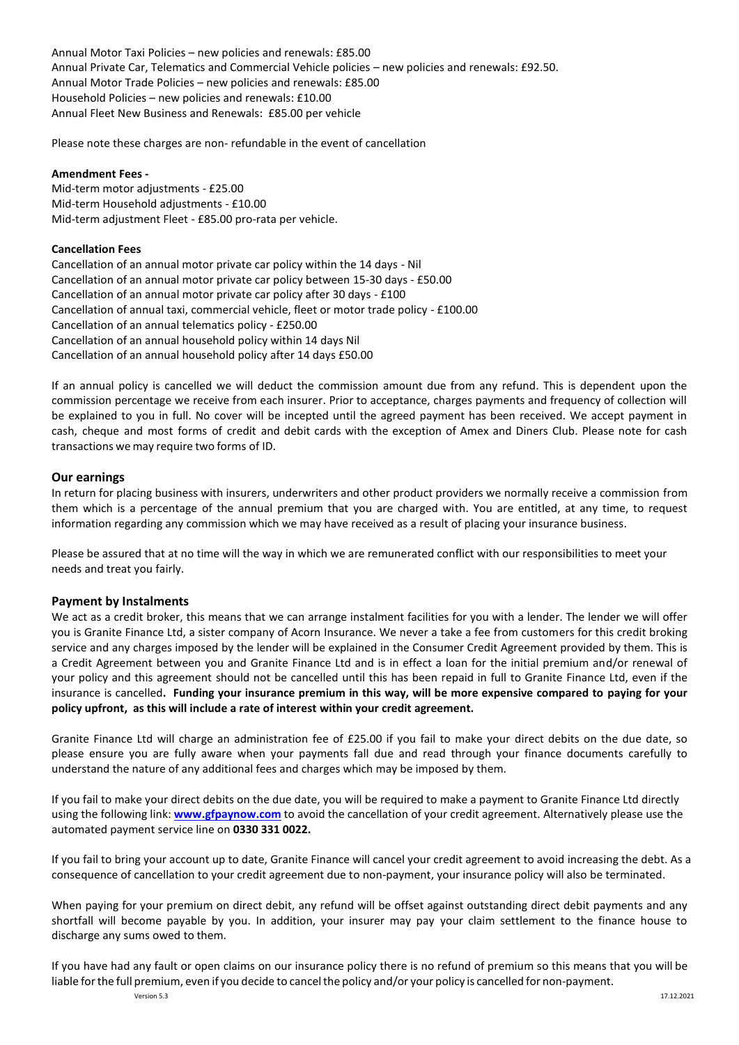Annual Motor Taxi Policies – new policies and renewals: £85.00
Annual Private Car, Telematics and Commercial Vehicle policies – new policies and renewals: £92.50.
Annual Motor Trade Policies – new policies and renewals: £85.00
Household Policies – new policies and renewals: £10.00
Annual Fleet New Business and Renewals: £85.00 per vehicle

Please note these charges are non- refundable in the event of cancellation

**Amendment Fees -**
Mid-term motor adjustments - £25.00
Mid-term Household adjustments - £10.00
Mid-term adjustment Fleet - £85.00 pro-rata per vehicle.

**Cancellation Fees**
Cancellation of an annual motor private car policy within the 14 days - Nil
Cancellation of an annual motor private car policy between 15-30 days - £50.00
Cancellation of an annual motor private car policy after 30 days - £100
Cancellation of annual taxi, commercial vehicle, fleet or motor trade policy - £100.00
Cancellation of an annual telematics policy - £250.00
Cancellation of an annual household policy within 14 days Nil
Cancellation of an annual household policy after 14 days £50.00

If an annual policy is cancelled we will deduct the commission amount due from any refund. This is dependent upon the commission percentage we receive from each insurer. Prior to acceptance, charges payments and frequency of collection will be explained to you in full. No cover will be incepted until the agreed payment has been received. We accept payment in cash, cheque and most forms of credit and debit cards with the exception of Amex and Diners Club. Please note for cash transactions we may require two forms of ID.

## Our earnings

In return for placing business with insurers, underwriters and other product providers we normally receive a commission from them which is a percentage of the annual premium that you are charged with. You are entitled, at any time, to request information regarding any commission which we may have received as a result of placing your insurance business.

Please be assured that at no time will the way in which we are remunerated conflict with our responsibilities to meet your needs and treat you fairly.

## Payment by Instalments

We act as a credit broker, this means that we can arrange instalment facilities for you with a lender. The lender we will offer you is Granite Finance Ltd, a sister company of Acorn Insurance. We never a take a fee from customers for this credit broking service and any charges imposed by the lender will be explained in the Consumer Credit Agreement provided by them. This is a Credit Agreement between you and Granite Finance Ltd and is in effect a loan for the initial premium and/or renewal of your policy and this agreement should not be cancelled until this has been repaid in full to Granite Finance Ltd, even if the insurance is cancelled**. Funding your insurance premium in this way, will be more expensive compared to paying for your policy upfront, as this will include a rate of interest within your credit agreement.**

Granite Finance Ltd will charge an administration fee of £25.00 if you fail to make your direct debits on the due date, so please ensure you are fully aware when your payments fall due and read through your finance documents carefully to understand the nature of any additional fees and charges which may be imposed by them.

If you fail to make your direct debits on the due date, you will be required to make a payment to Granite Finance Ltd directly using the following link: **www.gfpaynow.com** to avoid the cancellation of your credit agreement. Alternatively please use the automated payment service line on **0330 331 0022.**

If you fail to bring your account up to date, Granite Finance will cancel your credit agreement to avoid increasing the debt. As a consequence of cancellation to your credit agreement due to non-payment, your insurance policy will also be terminated.

When paying for your premium on direct debit, any refund will be offset against outstanding direct debit payments and any shortfall will become payable by you. In addition, your insurer may pay your claim settlement to the finance house to discharge any sums owed to them.

If you have had any fault or open claims on our insurance policy there is no refund of premium so this means that you will be liable for the full premium, even if you decide to cancel the policy and/or your policy is cancelled for non-payment.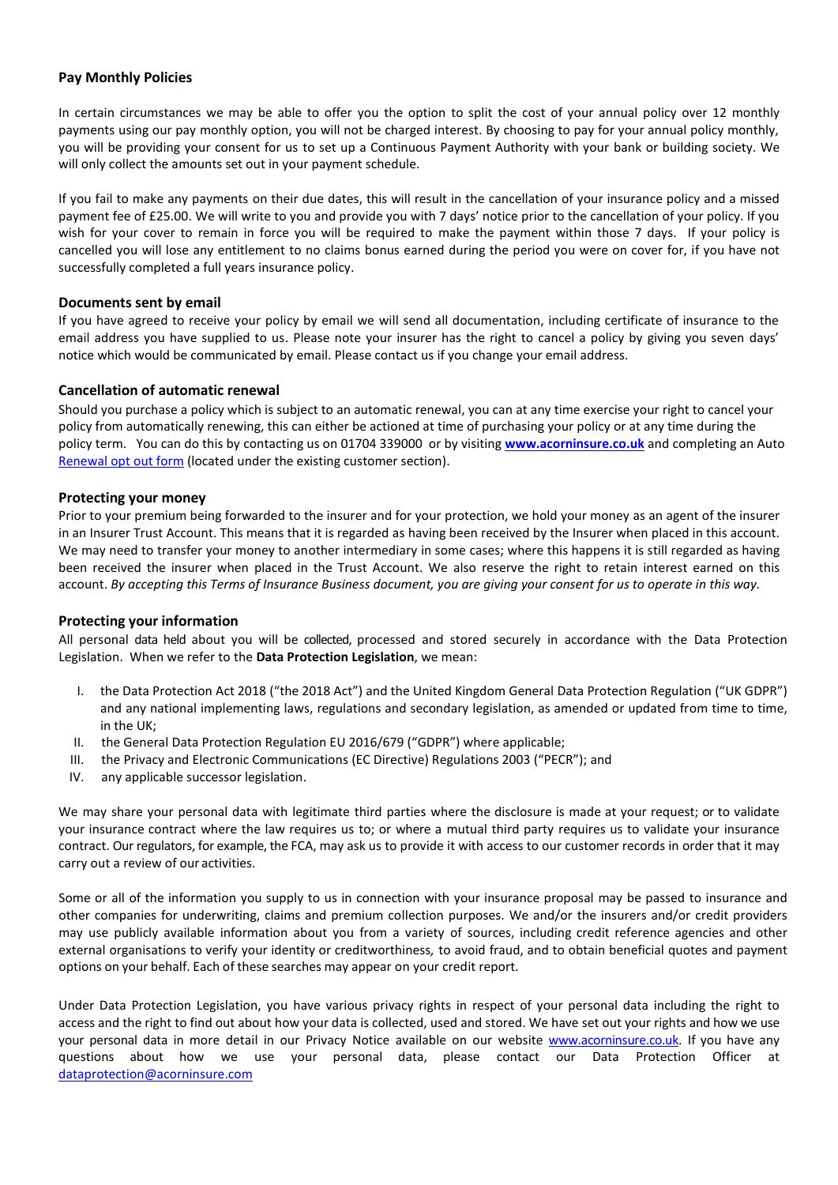### Pay Monthly Policies

In certain circumstances we may be able to offer you the option to split the cost of your annual policy over 12 monthly payments using our pay monthly option, you will not be charged interest. By choosing to pay for your annual policy monthly, you will be providing your consent for us to set up a Continuous Payment Authority with your bank or building society. We will only collect the amounts set out in your payment schedule.

If you fail to make any payments on their due dates, this will result in the cancellation of your insurance policy and a missed payment fee of £25.00. We will write to you and provide you with 7 days' notice prior to the cancellation of your policy. If you wish for your cover to remain in force you will be required to make the payment within those 7 days. If your policy is cancelled you will lose any entitlement to no claims bonus earned during the period you were on cover for, if you have not successfully completed a full years insurance policy.

### Documents sent by email

If you have agreed to receive your policy by email we will send all documentation, including certificate of insurance to the email address you have supplied to us. Please note your insurer has the right to cancel a policy by giving you seven days' notice which would be communicated by email. Please contact us if you change your email address.

### Cancellation of automatic renewal

Should you purchase a policy which is subject to an automatic renewal, you can at any time exercise your right to cancel your policy from automatically renewing, this can either be actioned at time of purchasing your policy or at any time during the policy term. You can do this by contacting us on 01704 339000 or by visiting **www.acorninsure.co.uk** and completing an Auto Renewal opt out form (located under the existing customer section).

### Protecting your money

Prior to your premium being forwarded to the insurer and for your protection, we hold your money as an agent of the insurer in an Insurer Trust Account. This means that it is regarded as having been received by the Insurer when placed in this account. We may need to transfer your money to another intermediary in some cases; where this happens it is still regarded as having been received the insurer when placed in the Trust Account. We also reserve the right to retain interest earned on this account. *By accepting this Terms of Insurance Business document, you are giving your consent for us to operate in this way.*

### Protecting your information

All personal data held about you will be collected, processed and stored securely in accordance with the Data Protection Legislation. When we refer to the **Data Protection Legislation**, we mean:

I. the Data Protection Act 2018 ("the 2018 Act") and the United Kingdom General Data Protection Regulation ("UK GDPR") and any national implementing laws, regulations and secondary legislation, as amended or updated from time to time, in the UK;
II. the General Data Protection Regulation EU 2016/679 ("GDPR") where applicable;
III. the Privacy and Electronic Communications (EC Directive) Regulations 2003 ("PECR"); and
IV. any applicable successor legislation.

We may share your personal data with legitimate third parties where the disclosure is made at your request; or to validate your insurance contract where the law requires us to; or where a mutual third party requires us to validate your insurance contract. Our regulators, for example, the FCA, may ask us to provide it with access to our customer records in order that it may carry out a review of our activities.

Some or all of the information you supply to us in connection with your insurance proposal may be passed to insurance and other companies for underwriting, claims and premium collection purposes. We and/or the insurers and/or credit providers may use publicly available information about you from a variety of sources, including credit reference agencies and other external organisations to verify your identity or creditworthiness, to avoid fraud, and to obtain beneficial quotes and payment options on your behalf. Each of these searches may appear on your credit report.

Under Data Protection Legislation, you have various privacy rights in respect of your personal data including the right to access and the right to find out about how your data is collected, used and stored. We have set out your rights and how we use your personal data in more detail in our Privacy Notice available on our website www.acorninsure.co.uk. If you have any questions about how we use your personal data, please contact our Data Protection Officer at dataprotection@acorninsure.com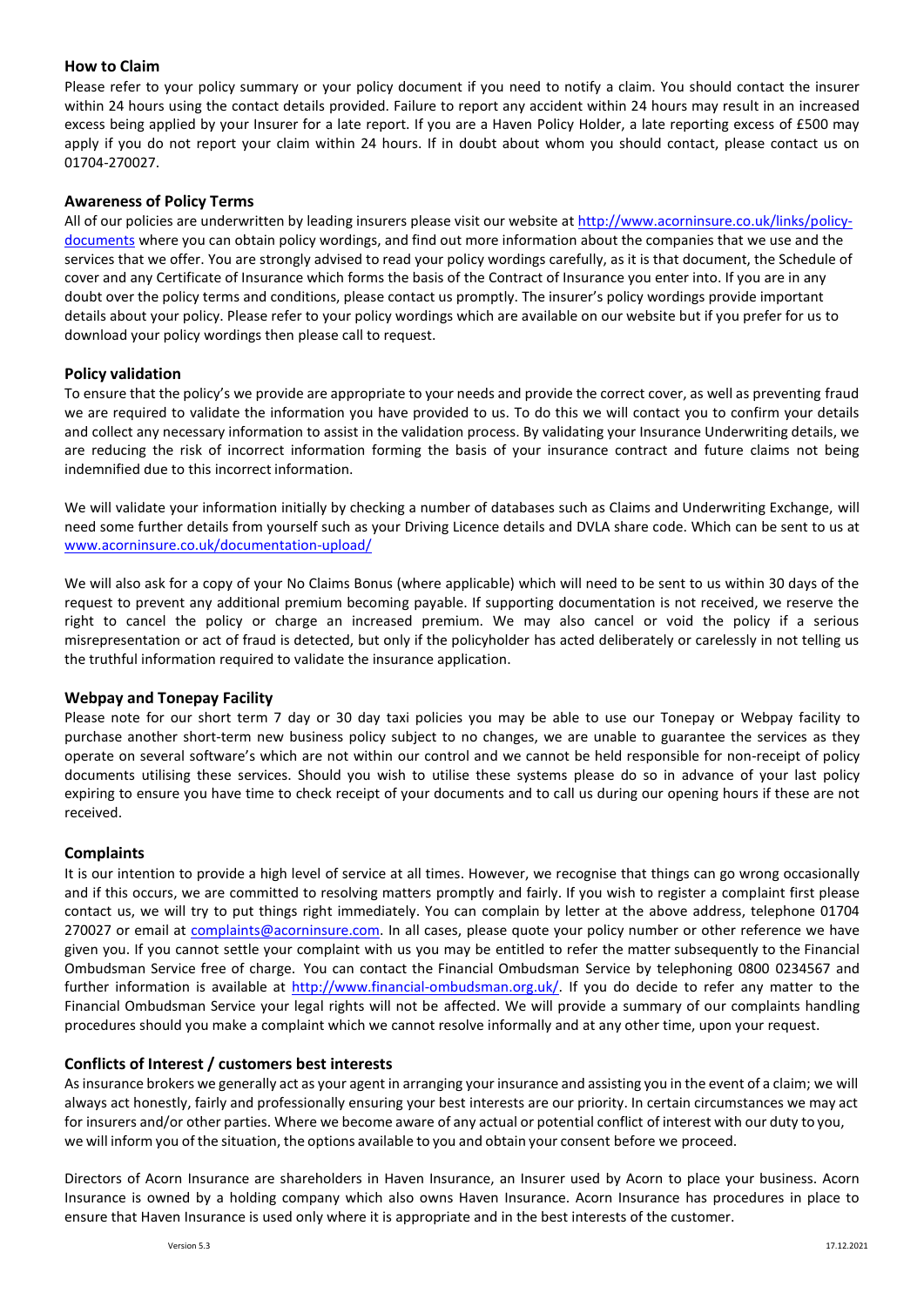## How to Claim

Please refer to your policy summary or your policy document if you need to notify a claim. You should contact the insurer within 24 hours using the contact details provided. Failure to report any accident within 24 hours may result in an increased excess being applied by your Insurer for a late report. If you are a Haven Policy Holder, a late reporting excess of £500 may apply if you do not report your claim within 24 hours. If in doubt about whom you should contact, please contact us on 01704-270027.

## Awareness of Policy Terms

All of our policies are underwritten by leading insurers please visit our website at http://www.acorninsure.co.uk/links/policy-documents where you can obtain policy wordings, and find out more information about the companies that we use and the services that we offer. You are strongly advised to read your policy wordings carefully, as it is that document, the Schedule of cover and any Certificate of Insurance which forms the basis of the Contract of Insurance you enter into. If you are in any doubt over the policy terms and conditions, please contact us promptly. The insurer's policy wordings provide important details about your policy. Please refer to your policy wordings which are available on our website but if you prefer for us to download your policy wordings then please call to request.

## Policy validation

To ensure that the policy's we provide are appropriate to your needs and provide the correct cover, as well as preventing fraud we are required to validate the information you have provided to us. To do this we will contact you to confirm your details and collect any necessary information to assist in the validation process. By validating your Insurance Underwriting details, we are reducing the risk of incorrect information forming the basis of your insurance contract and future claims not being indemnified due to this incorrect information.

We will validate your information initially by checking a number of databases such as Claims and Underwriting Exchange, will need some further details from yourself such as your Driving Licence details and DVLA share code. Which can be sent to us at www.acorninsure.co.uk/documentation-upload/

We will also ask for a copy of your No Claims Bonus (where applicable) which will need to be sent to us within 30 days of the request to prevent any additional premium becoming payable. If supporting documentation is not received, we reserve the right to cancel the policy or charge an increased premium. We may also cancel or void the policy if a serious misrepresentation or act of fraud is detected, but only if the policyholder has acted deliberately or carelessly in not telling us the truthful information required to validate the insurance application.

## Webpay and Tonepay Facility

Please note for our short term 7 day or 30 day taxi policies you may be able to use our Tonepay or Webpay facility to purchase another short-term new business policy subject to no changes, we are unable to guarantee the services as they operate on several software's which are not within our control and we cannot be held responsible for non-receipt of policy documents utilising these services. Should you wish to utilise these systems please do so in advance of your last policy expiring to ensure you have time to check receipt of your documents and to call us during our opening hours if these are not received.

## Complaints

It is our intention to provide a high level of service at all times. However, we recognise that things can go wrong occasionally and if this occurs, we are committed to resolving matters promptly and fairly. If you wish to register a complaint first please contact us, we will try to put things right immediately. You can complain by letter at the above address, telephone 01704 270027 or email at complaints@acorninsure.com. In all cases, please quote your policy number or other reference we have given you. If you cannot settle your complaint with us you may be entitled to refer the matter subsequently to the Financial Ombudsman Service free of charge. You can contact the Financial Ombudsman Service by telephoning 0800 0234567 and further information is available at http://www.financial-ombudsman.org.uk/. If you do decide to refer any matter to the Financial Ombudsman Service your legal rights will not be affected. We will provide a summary of our complaints handling procedures should you make a complaint which we cannot resolve informally and at any other time, upon your request.

## Conflicts of Interest / customers best interests

As insurance brokers we generally act as your agent in arranging your insurance and assisting you in the event of a claim; we will always act honestly, fairly and professionally ensuring your best interests are our priority. In certain circumstances we may act for insurers and/or other parties. Where we become aware of any actual or potential conflict of interest with our duty to you, we will inform you of the situation, the options available to you and obtain your consent before we proceed.

Directors of Acorn Insurance are shareholders in Haven Insurance, an Insurer used by Acorn to place your business. Acorn Insurance is owned by a holding company which also owns Haven Insurance. Acorn Insurance has procedures in place to ensure that Haven Insurance is used only where it is appropriate and in the best interests of the customer.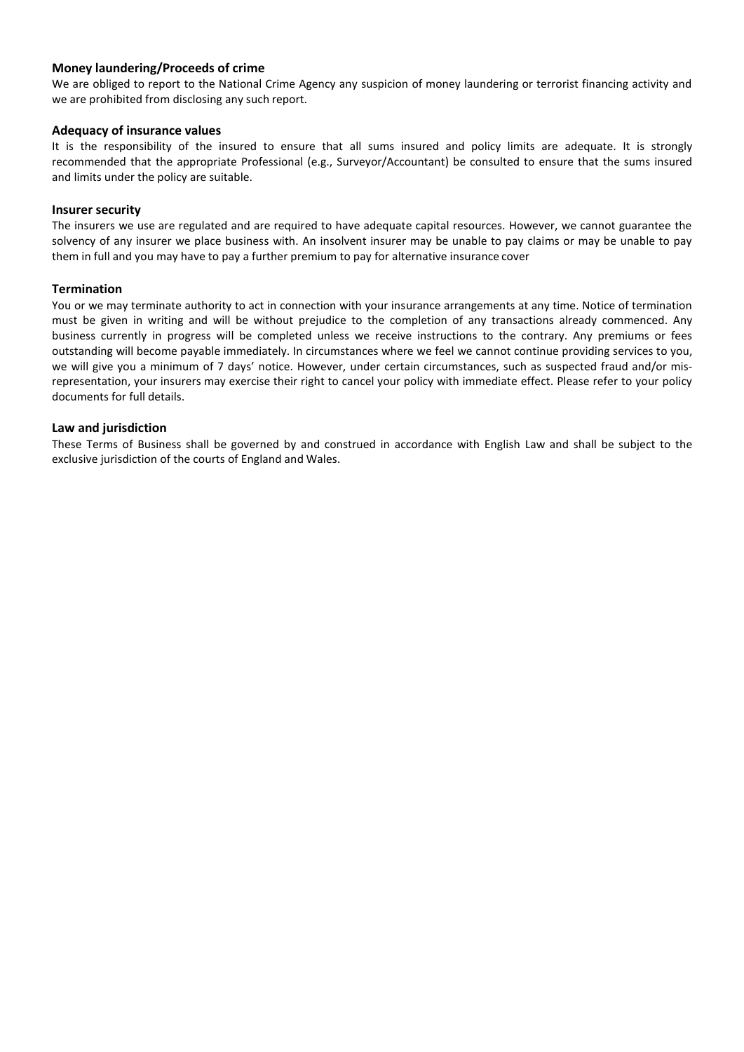### Money laundering/Proceeds of crime

We are obliged to report to the National Crime Agency any suspicion of money laundering or terrorist financing activity and we are prohibited from disclosing any such report.

### Adequacy of insurance values

It is the responsibility of the insured to ensure that all sums insured and policy limits are adequate. It is strongly recommended that the appropriate Professional (e.g., Surveyor/Accountant) be consulted to ensure that the sums insured and limits under the policy are suitable.

### Insurer security

The insurers we use are regulated and are required to have adequate capital resources. However, we cannot guarantee the solvency of any insurer we place business with. An insolvent insurer may be unable to pay claims or may be unable to pay them in full and you may have to pay a further premium to pay for alternative insurance cover

### Termination

You or we may terminate authority to act in connection with your insurance arrangements at any time. Notice of termination must be given in writing and will be without prejudice to the completion of any transactions already commenced. Any business currently in progress will be completed unless we receive instructions to the contrary. Any premiums or fees outstanding will become payable immediately. In circumstances where we feel we cannot continue providing services to you, we will give you a minimum of 7 days' notice. However, under certain circumstances, such as suspected fraud and/or mis-representation, your insurers may exercise their right to cancel your policy with immediate effect. Please refer to your policy documents for full details.

### Law and jurisdiction

These Terms of Business shall be governed by and construed in accordance with English Law and shall be subject to the exclusive jurisdiction of the courts of England and Wales.